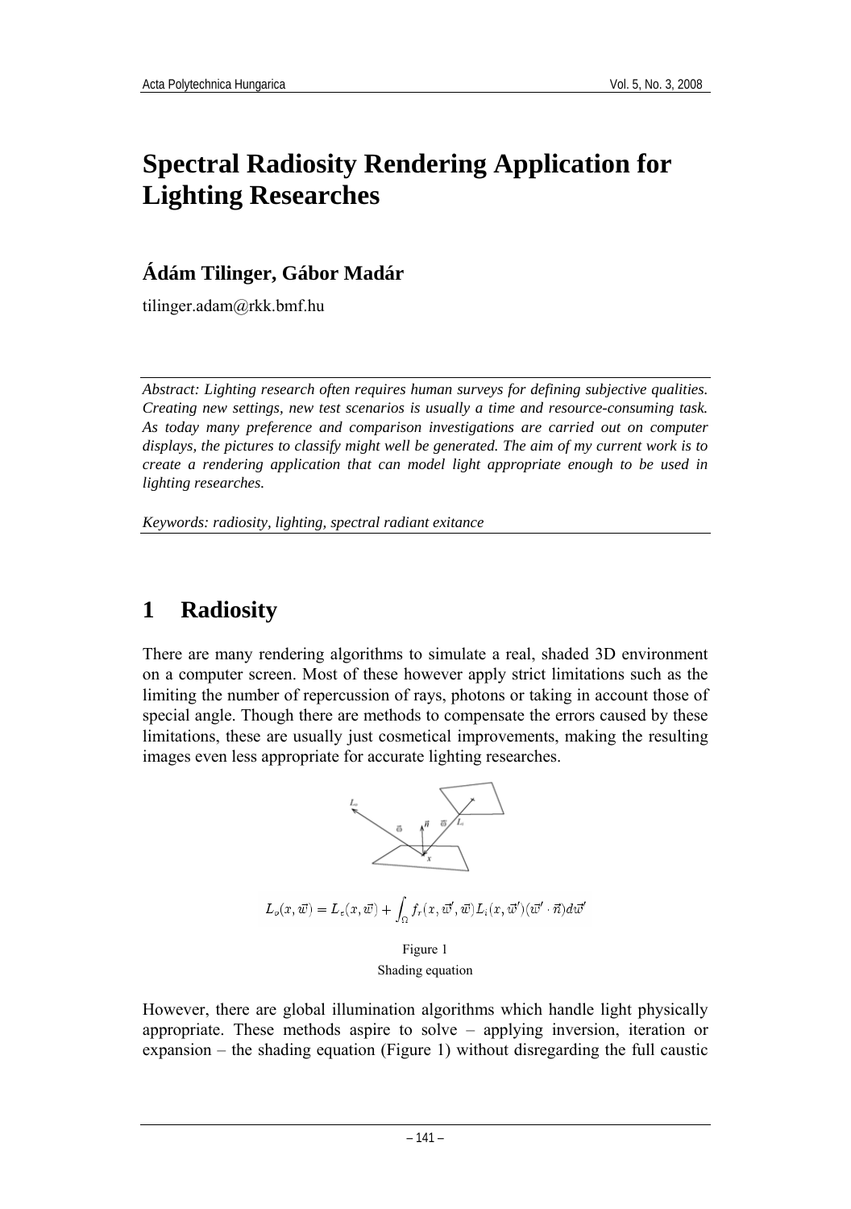# Spectral Radiosity Rendering Application for Lighting Researches

## Ádám Tilinger, Gábor Madár

tilinger.adam@rkk.bmf.hu

*Abstract: Lighting research often requires human surveys for defining subjective qualities. Creating new settings, new test scenarios is usually a time and resource-consuming task. As today many preference and comparison investigations are carried out on computer displays, the pictures to classify might well be generated. The aim of my current work is to create a rendering application that can model light appropriate enough to be used in lighting researches.*

*Keywords: radiosity, lighting, spectral radiant exitance*

# 1 Radiosity

There are many rendering algorithms to simulate a real, shaded 3D environment on a computer screen. Most of these however apply strict limitations such as the limiting the number of repercussion of rays, photons or taking in account those of special angle. Though there are methods to compensate the errors caused by these limitations, these are usually just cosmetical improvements, making the resulting images even less appropriate for accurate lighting researches.

$$L_o(x, \vec{w}) = L_e(x, \vec{w}) + \int_{\Omega} f_r(x, \vec{w}', \vec{w}) L_i(x, \vec{w}')(\vec{w}' \cdot \vec{n}) d\vec{w}'$$

Figure 1

Shading equation

However, there are global illumination algorithms which handle light physically appropriate. These methods aspire to solve – applying inversion, iteration or expansion – the shading equation (Figure 1) without disregarding the full caustic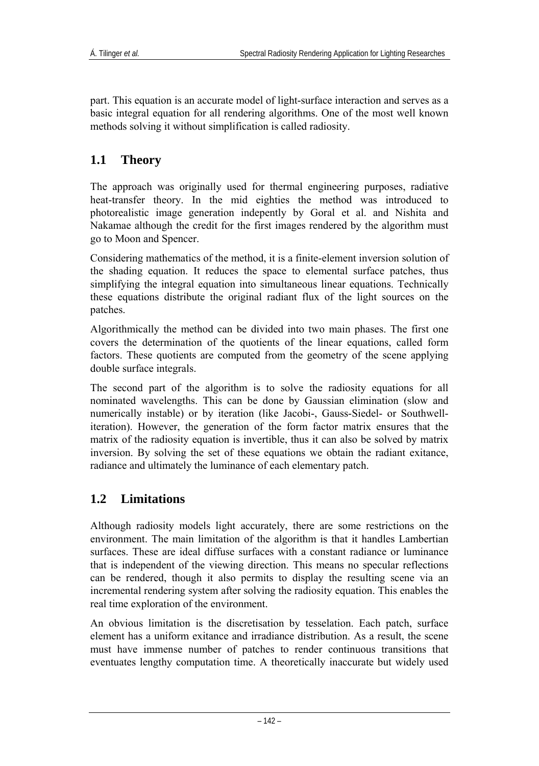part. This equation is an accurate model of light-surface interaction and serves as a basic integral equation for all rendering algorithms. One of the most well known methods solving it without simplification is called radiosity.

## 1.1 Theory

The approach was originally used for thermal engineering purposes, radiative heat-transfer theory. In the mid eighties the method was introduced to photorealistic image generation indepently by Goral et al. and Nishita and Nakamae although the credit for the first images rendered by the algorithm must go to Moon and Spencer.

Considering mathematics of the method, it is a finite-element inversion solution of the shading equation. It reduces the space to elemental surface patches, thus simplifying the integral equation into simultaneous linear equations. Technically these equations distribute the original radiant flux of the light sources on the patches.

Algorithmically the method can be divided into two main phases. The first one covers the determination of the quotients of the linear equations, called form factors. These quotients are computed from the geometry of the scene applying double surface integrals.

The second part of the algorithm is to solve the radiosity equations for all nominated wavelengths. This can be done by Gaussian elimination (slow and numerically instable) or by iteration (like Jacobi-, Gauss-Siedel- or Southwell-iteration). However, the generation of the form factor matrix ensures that the matrix of the radiosity equation is invertible, thus it can also be solved by matrix inversion. By solving the set of these equations we obtain the radiant exitance, radiance and ultimately the luminance of each elementary patch.

## 1.2 Limitations

Although radiosity models light accurately, there are some restrictions on the environment. The main limitation of the algorithm is that it handles Lambertian surfaces. These are ideal diffuse surfaces with a constant radiance or luminance that is independent of the viewing direction. This means no specular reflections can be rendered, though it also permits to display the resulting scene via an incremental rendering system after solving the radiosity equation. This enables the real time exploration of the environment.

An obvious limitation is the discretisation by tesselation. Each patch, surface element has a uniform exitance and irradiance distribution. As a result, the scene must have immense number of patches to render continuous transitions that eventuates lengthy computation time. A theoretically inaccurate but widely used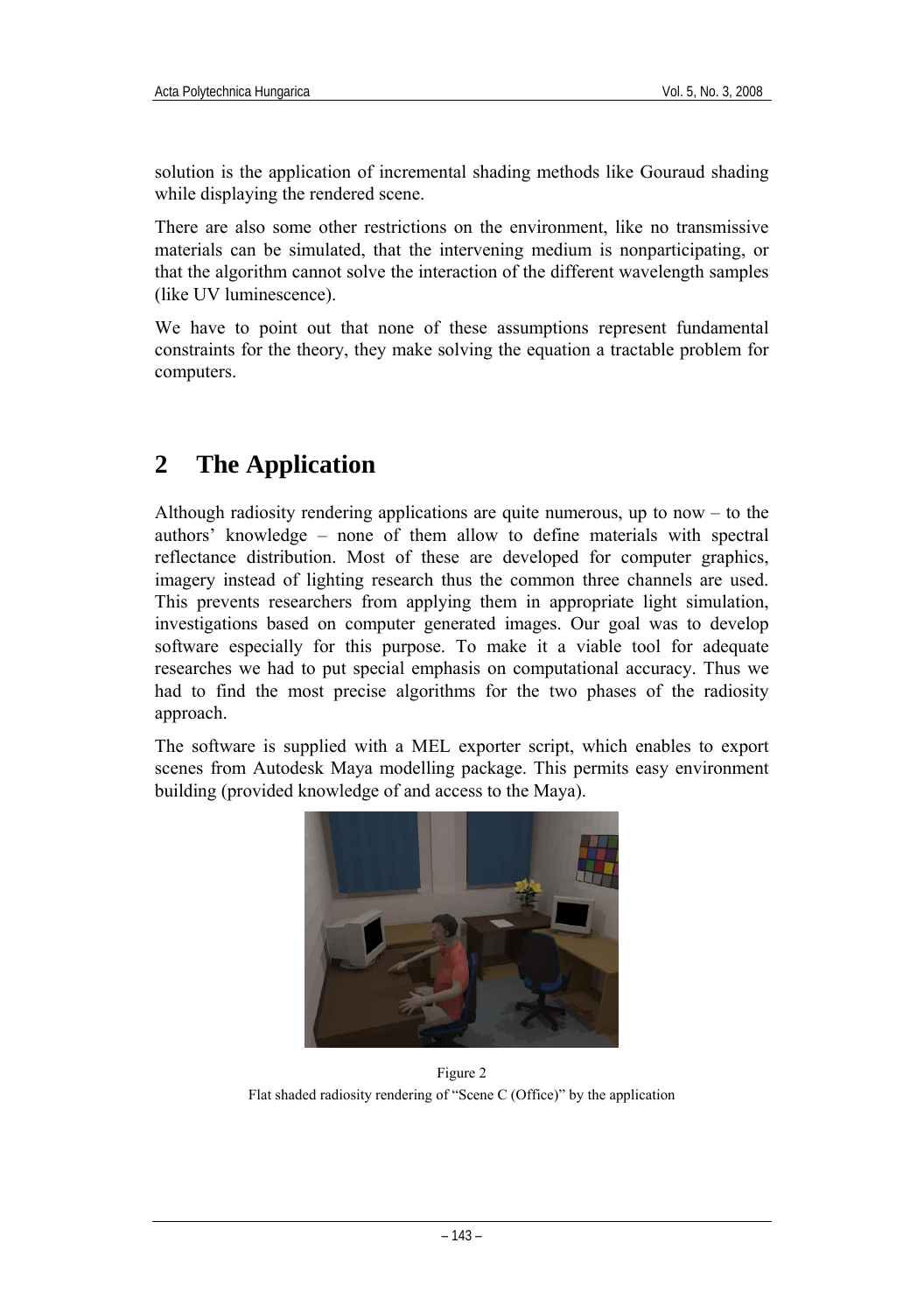solution is the application of incremental shading methods like Gouraud shading while displaying the rendered scene.

There are also some other restrictions on the environment, like no transmissive materials can be simulated, that the intervening medium is nonparticipating, or that the algorithm cannot solve the interaction of the different wavelength samples (like UV luminescence).

We have to point out that none of these assumptions represent fundamental constraints for the theory, they make solving the equation a tractable problem for computers.

## 2 The Application

Although radiosity rendering applications are quite numerous, up to now – to the authors' knowledge – none of them allow to define materials with spectral reflectance distribution. Most of these are developed for computer graphics, imagery instead of lighting research thus the common three channels are used. This prevents researchers from applying them in appropriate light simulation, investigations based on computer generated images. Our goal was to develop software especially for this purpose. To make it a viable tool for adequate researches we had to put special emphasis on computational accuracy. Thus we had to find the most precise algorithms for the two phases of the radiosity approach.

The software is supplied with a MEL exporter script, which enables to export scenes from Autodesk Maya modelling package. This permits easy environment building (provided knowledge of and access to the Maya).

Figure 2
Flat shaded radiosity rendering of "Scene C (Office)" by the application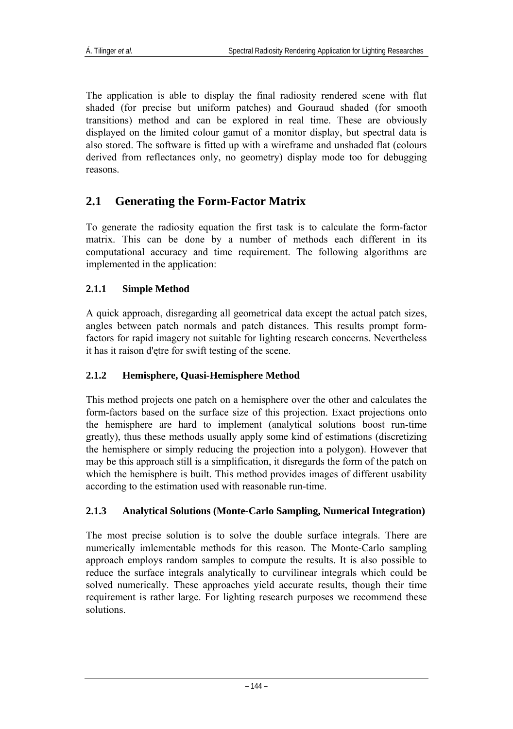The application is able to display the final radiosity rendered scene with flat shaded (for precise but uniform patches) and Gouraud shaded (for smooth transitions) method and can be explored in real time. These are obviously displayed on the limited colour gamut of a monitor display, but spectral data is also stored. The software is fitted up with a wireframe and unshaded flat (colours derived from reflectances only, no geometry) display mode too for debugging reasons.

## 2.1 Generating the Form-Factor Matrix

To generate the radiosity equation the first task is to calculate the form-factor matrix. This can be done by a number of methods each different in its computational accuracy and time requirement. The following algorithms are implemented in the application:

### 2.1.1 Simple Method

A quick approach, disregarding all geometrical data except the actual patch sizes, angles between patch normals and patch distances. This results prompt form-factors for rapid imagery not suitable for lighting research concerns. Nevertheless it has it raison d'ętre for swift testing of the scene.

### 2.1.2 Hemisphere, Quasi-Hemisphere Method

This method projects one patch on a hemisphere over the other and calculates the form-factors based on the surface size of this projection. Exact projections onto the hemisphere are hard to implement (analytical solutions boost run-time greatly), thus these methods usually apply some kind of estimations (discretizing the hemisphere or simply reducing the projection into a polygon). However that may be this approach still is a simplification, it disregards the form of the patch on which the hemisphere is built. This method provides images of different usability according to the estimation used with reasonable run-time.

### 2.1.3 Analytical Solutions (Monte-Carlo Sampling, Numerical Integration)

The most precise solution is to solve the double surface integrals. There are numerically imlementable methods for this reason. The Monte-Carlo sampling approach employs random samples to compute the results. It is also possible to reduce the surface integrals analytically to curvilinear integrals which could be solved numerically. These approaches yield accurate results, though their time requirement is rather large. For lighting research purposes we recommend these solutions.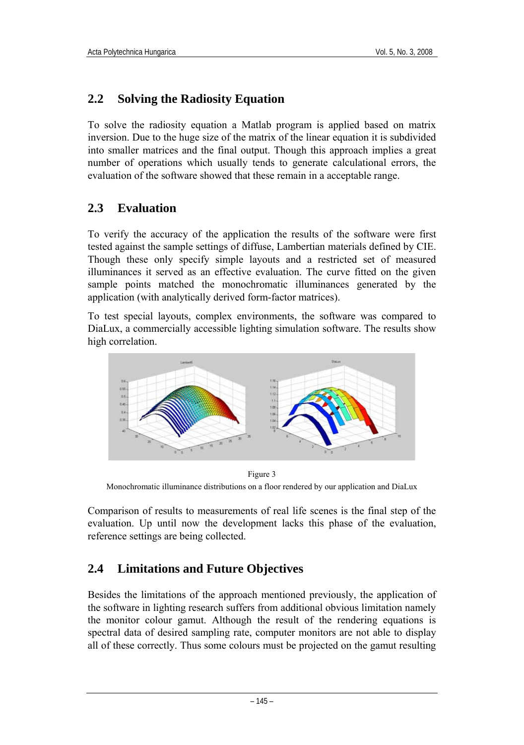## 2.2 Solving the Radiosity Equation

To solve the radiosity equation a Matlab program is applied based on matrix inversion. Due to the huge size of the matrix of the linear equation it is subdivided into smaller matrices and the final output. Though this approach implies a great number of operations which usually tends to generate calculational errors, the evaluation of the software showed that these remain in a acceptable range.

## 2.3 Evaluation

To verify the accuracy of the application the results of the software were first tested against the sample settings of diffuse, Lambertian materials defined by CIE. Though these only specify simple layouts and a restricted set of measured illuminances it served as an effective evaluation. The curve fitted on the given sample points matched the monochromatic illuminances generated by the application (with analytically derived form-factor matrices).

To test special layouts, complex environments, the software was compared to DiaLux, a commercially accessible lighting simulation software. The results show high correlation.

Figure 3

Monochromatic illuminance distributions on a floor rendered by our application and DiaLux

Comparison of results to measurements of real life scenes is the final step of the evaluation. Up until now the development lacks this phase of the evaluation, reference settings are being collected.

## 2.4 Limitations and Future Objectives

Besides the limitations of the approach mentioned previously, the application of the software in lighting research suffers from additional obvious limitation namely the monitor colour gamut. Although the result of the rendering equations is spectral data of desired sampling rate, computer monitors are not able to display all of these correctly. Thus some colours must be projected on the gamut resulting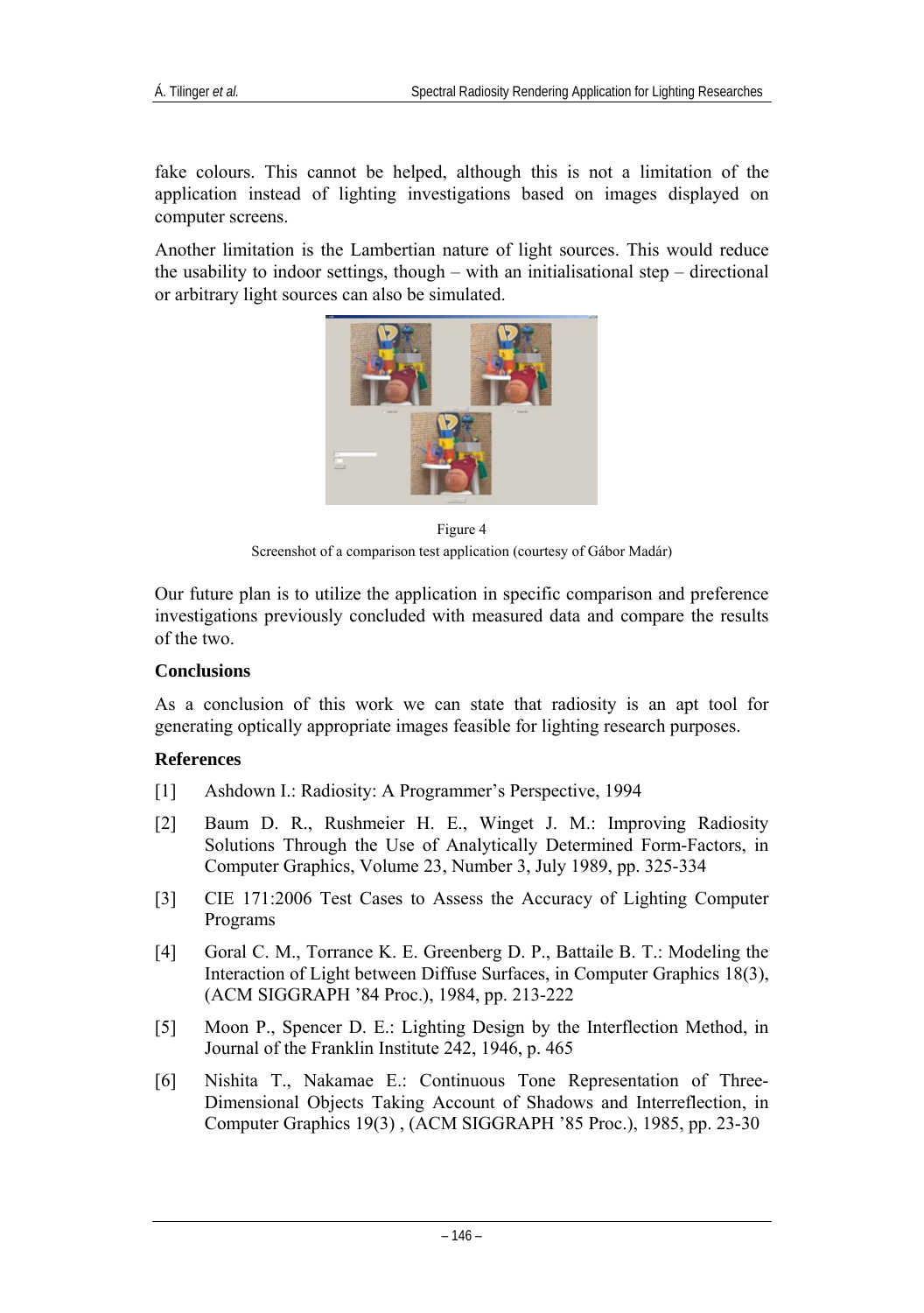fake colours. This cannot be helped, although this is not a limitation of the application instead of lighting investigations based on images displayed on computer screens.

Another limitation is the Lambertian nature of light sources. This would reduce the usability to indoor settings, though – with an initialisational step – directional or arbitrary light sources can also be simulated.

Figure 4

Screenshot of a comparison test application (courtesy of Gábor Madár)

Our future plan is to utilize the application in specific comparison and preference investigations previously concluded with measured data and compare the results of the two.

## Conclusions

As a conclusion of this work we can state that radiosity is an apt tool for generating optically appropriate images feasible for lighting research purposes.

## References

[1] Ashdown I.: Radiosity: A Programmer's Perspective, 1994

[2] Baum D. R., Rushmeier H. E., Winget J. M.: Improving Radiosity Solutions Through the Use of Analytically Determined Form-Factors, in Computer Graphics, Volume 23, Number 3, July 1989, pp. 325-334

[3] CIE 171:2006 Test Cases to Assess the Accuracy of Lighting Computer Programs

[4] Goral C. M., Torrance K. E. Greenberg D. P., Battaile B. T.: Modeling the Interaction of Light between Diffuse Surfaces, in Computer Graphics 18(3), (ACM SIGGRAPH '84 Proc.), 1984, pp. 213-222

[5] Moon P., Spencer D. E.: Lighting Design by the Interflection Method, in Journal of the Franklin Institute 242, 1946, p. 465

[6] Nishita T., Nakamae E.: Continuous Tone Representation of Three-Dimensional Objects Taking Account of Shadows and Interreflection, in Computer Graphics 19(3) , (ACM SIGGRAPH '85 Proc.), 1985, pp. 23-30